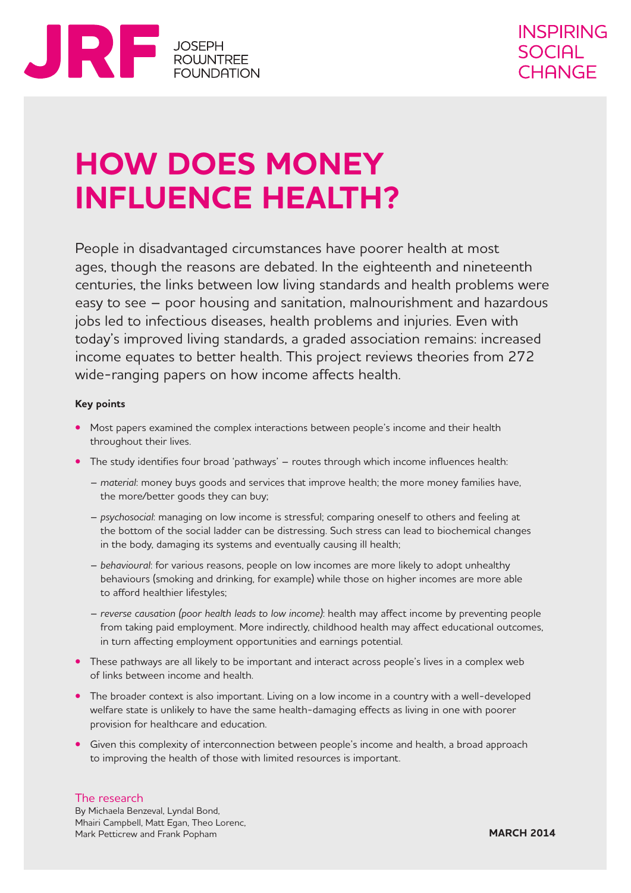JRF JOSEPH ROWNTREE FOUNDATION

INSPIRING SOCIAL CHANGE

# HOW DOES MONEY INFLUENCE HEALTH?

People in disadvantaged circumstances have poorer health at most ages, though the reasons are debated. In the eighteenth and nineteenth centuries, the links between low living standards and health problems were easy to see – poor housing and sanitation, malnourishment and hazardous jobs led to infectious diseases, health problems and injuries. Even with today's improved living standards, a graded association remains: increased income equates to better health. This project reviews theories from 272 wide-ranging papers on how income affects health.

**Key points**

- Most papers examined the complex interactions between people's income and their health throughout their lives.
- The study identifies four broad 'pathways' – routes through which income influences health:
  - *material*: money buys goods and services that improve health; the more money families have, the more/better goods they can buy;
  - *psychosocial*: managing on low income is stressful; comparing oneself to others and feeling at the bottom of the social ladder can be distressing. Such stress can lead to biochemical changes in the body, damaging its systems and eventually causing ill health;
  - *behavioural*: for various reasons, people on low incomes are more likely to adopt unhealthy behaviours (smoking and drinking, for example) while those on higher incomes are more able to afford healthier lifestyles;
  - *reverse causation (poor health leads to low income)*: health may affect income by preventing people from taking paid employment. More indirectly, childhood health may affect educational outcomes, in turn affecting employment opportunities and earnings potential.
- These pathways are all likely to be important and interact across people's lives in a complex web of links between income and health.
- The broader context is also important. Living on a low income in a country with a well-developed welfare state is unlikely to have the same health-damaging effects as living in one with poorer provision for healthcare and education.
- Given this complexity of interconnection between people's income and health, a broad approach to improving the health of those with limited resources is important.

The research

By Michaela Benzeval, Lyndal Bond, Mhairi Campbell, Matt Egan, Theo Lorenc, Mark Petticrew and Frank Popham

**MARCH 2014**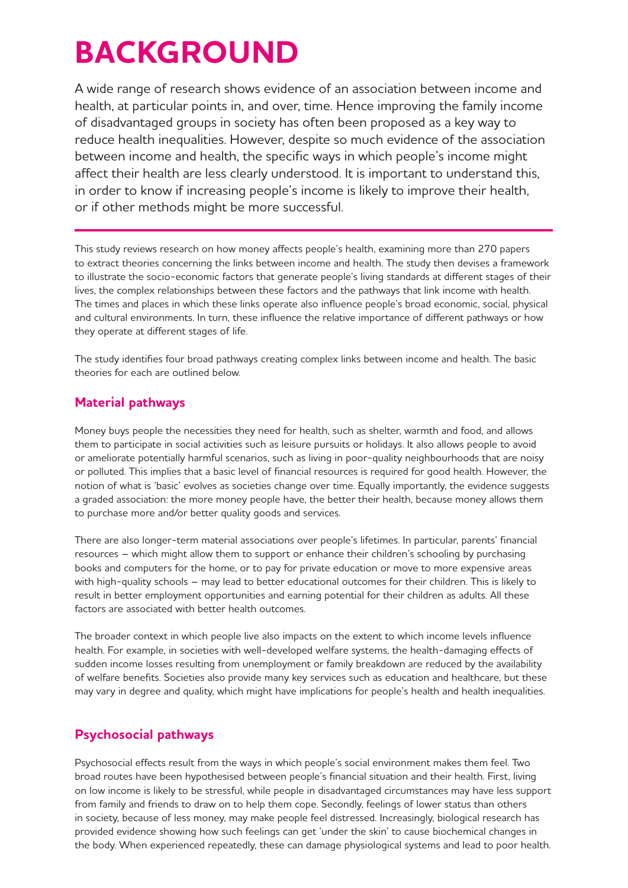# BACKGROUND

A wide range of research shows evidence of an association between income and health, at particular points in, and over, time. Hence improving the family income of disadvantaged groups in society has often been proposed as a key way to reduce health inequalities. However, despite so much evidence of the association between income and health, the specific ways in which people's income might affect their health are less clearly understood. It is important to understand this, in order to know if increasing people's income is likely to improve their health, or if other methods might be more successful.

This study reviews research on how money affects people's health, examining more than 270 papers to extract theories concerning the links between income and health. The study then devises a framework to illustrate the socio-economic factors that generate people's living standards at different stages of their lives, the complex relationships between these factors and the pathways that link income with health. The times and places in which these links operate also influence people's broad economic, social, physical and cultural environments. In turn, these influence the relative importance of different pathways or how they operate at different stages of life.

The study identifies four broad pathways creating complex links between income and health. The basic theories for each are outlined below.

## Material pathways

Money buys people the necessities they need for health, such as shelter, warmth and food, and allows them to participate in social activities such as leisure pursuits or holidays. It also allows people to avoid or ameliorate potentially harmful scenarios, such as living in poor-quality neighbourhoods that are noisy or polluted. This implies that a basic level of financial resources is required for good health. However, the notion of what is 'basic' evolves as societies change over time. Equally importantly, the evidence suggests a graded association: the more money people have, the better their health, because money allows them to purchase more and/or better quality goods and services.

There are also longer-term material associations over people's lifetimes. In particular, parents' financial resources – which might allow them to support or enhance their children's schooling by purchasing books and computers for the home, or to pay for private education or move to more expensive areas with high-quality schools – may lead to better educational outcomes for their children. This is likely to result in better employment opportunities and earning potential for their children as adults. All these factors are associated with better health outcomes.

The broader context in which people live also impacts on the extent to which income levels influence health. For example, in societies with well-developed welfare systems, the health-damaging effects of sudden income losses resulting from unemployment or family breakdown are reduced by the availability of welfare benefits. Societies also provide many key services such as education and healthcare, but these may vary in degree and quality, which might have implications for people's health and health inequalities.

## Psychosocial pathways

Psychosocial effects result from the ways in which people's social environment makes them feel. Two broad routes have been hypothesised between people's financial situation and their health. First, living on low income is likely to be stressful, while people in disadvantaged circumstances may have less support from family and friends to draw on to help them cope. Secondly, feelings of lower status than others in society, because of less money, may make people feel distressed. Increasingly, biological research has provided evidence showing how such feelings can get 'under the skin' to cause biochemical changes in the body. When experienced repeatedly, these can damage physiological systems and lead to poor health.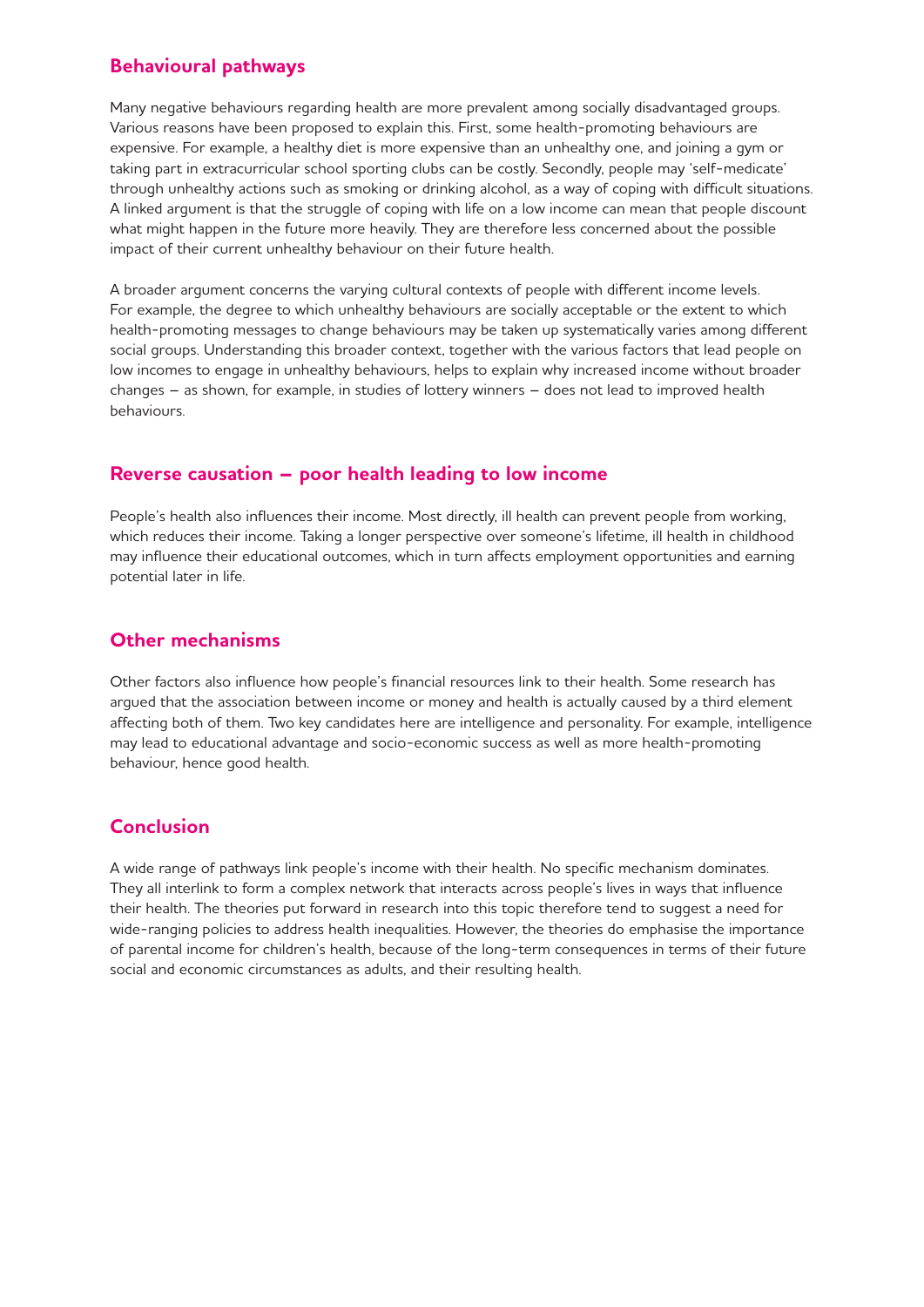## Behavioural pathways

Many negative behaviours regarding health are more prevalent among socially disadvantaged groups. Various reasons have been proposed to explain this. First, some health-promoting behaviours are expensive. For example, a healthy diet is more expensive than an unhealthy one, and joining a gym or taking part in extracurricular school sporting clubs can be costly. Secondly, people may 'self-medicate' through unhealthy actions such as smoking or drinking alcohol, as a way of coping with difficult situations. A linked argument is that the struggle of coping with life on a low income can mean that people discount what might happen in the future more heavily. They are therefore less concerned about the possible impact of their current unhealthy behaviour on their future health.

A broader argument concerns the varying cultural contexts of people with different income levels. For example, the degree to which unhealthy behaviours are socially acceptable or the extent to which health-promoting messages to change behaviours may be taken up systematically varies among different social groups. Understanding this broader context, together with the various factors that lead people on low incomes to engage in unhealthy behaviours, helps to explain why increased income without broader changes – as shown, for example, in studies of lottery winners – does not lead to improved health behaviours.

## Reverse causation – poor health leading to low income

People's health also influences their income. Most directly, ill health can prevent people from working, which reduces their income. Taking a longer perspective over someone's lifetime, ill health in childhood may influence their educational outcomes, which in turn affects employment opportunities and earning potential later in life.

## Other mechanisms

Other factors also influence how people's financial resources link to their health. Some research has argued that the association between income or money and health is actually caused by a third element affecting both of them. Two key candidates here are intelligence and personality. For example, intelligence may lead to educational advantage and socio-economic success as well as more health-promoting behaviour, hence good health.

## Conclusion

A wide range of pathways link people's income with their health. No specific mechanism dominates. They all interlink to form a complex network that interacts across people's lives in ways that influence their health. The theories put forward in research into this topic therefore tend to suggest a need for wide-ranging policies to address health inequalities. However, the theories do emphasise the importance of parental income for children's health, because of the long-term consequences in terms of their future social and economic circumstances as adults, and their resulting health.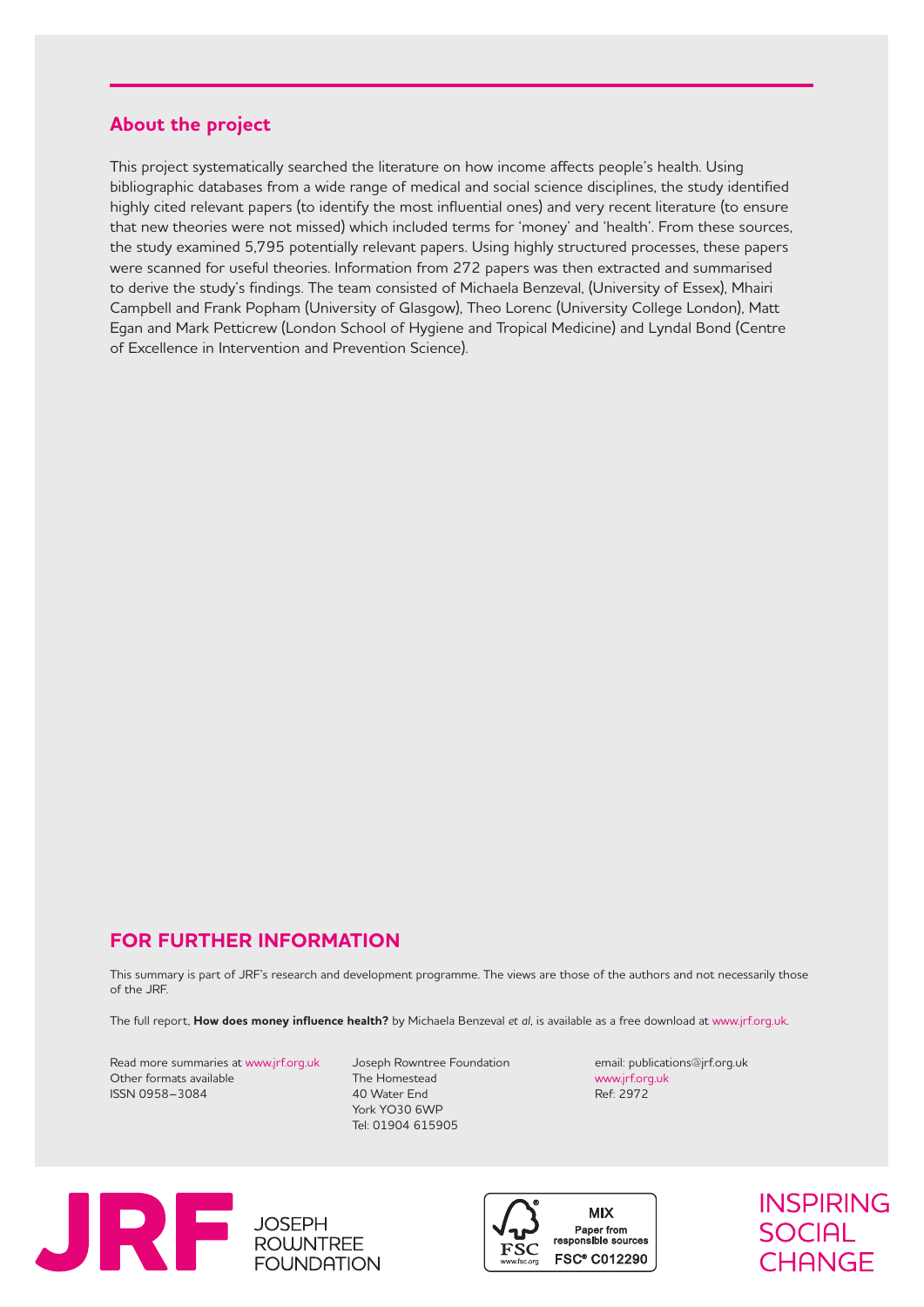## About the project

This project systematically searched the literature on how income affects people's health. Using bibliographic databases from a wide range of medical and social science disciplines, the study identified highly cited relevant papers (to identify the most influential ones) and very recent literature (to ensure that new theories were not missed) which included terms for 'money' and 'health'. From these sources, the study examined 5,795 potentially relevant papers. Using highly structured processes, these papers were scanned for useful theories. Information from 272 papers was then extracted and summarised to derive the study's findings. The team consisted of Michaela Benzeval, (University of Essex), Mhairi Campbell and Frank Popham (University of Glasgow), Theo Lorenc (University College London), Matt Egan and Mark Petticrew (London School of Hygiene and Tropical Medicine) and Lyndal Bond (Centre of Excellence in Intervention and Prevention Science).

## FOR FURTHER INFORMATION

This summary is part of JRF's research and development programme. The views are those of the authors and not necessarily those of the JRF.

The full report, **How does money influence health?** by Michaela Benzeval *et al*, is available as a free download at www.jrf.org.uk.

Read more summaries at www.jrf.org.uk
Other formats available
ISSN 0958–3084

Joseph Rowntree Foundation
The Homestead
40 Water End
York YO30 6WP
Tel: 01904 615905

email: publications@jrf.org.uk
www.jrf.org.uk
Ref: 2972

JRF JOSEPH ROWNTREE FOUNDATION

MIX
Paper from responsible sources
FSC® C012290

INSPIRING SOCIAL CHANGE